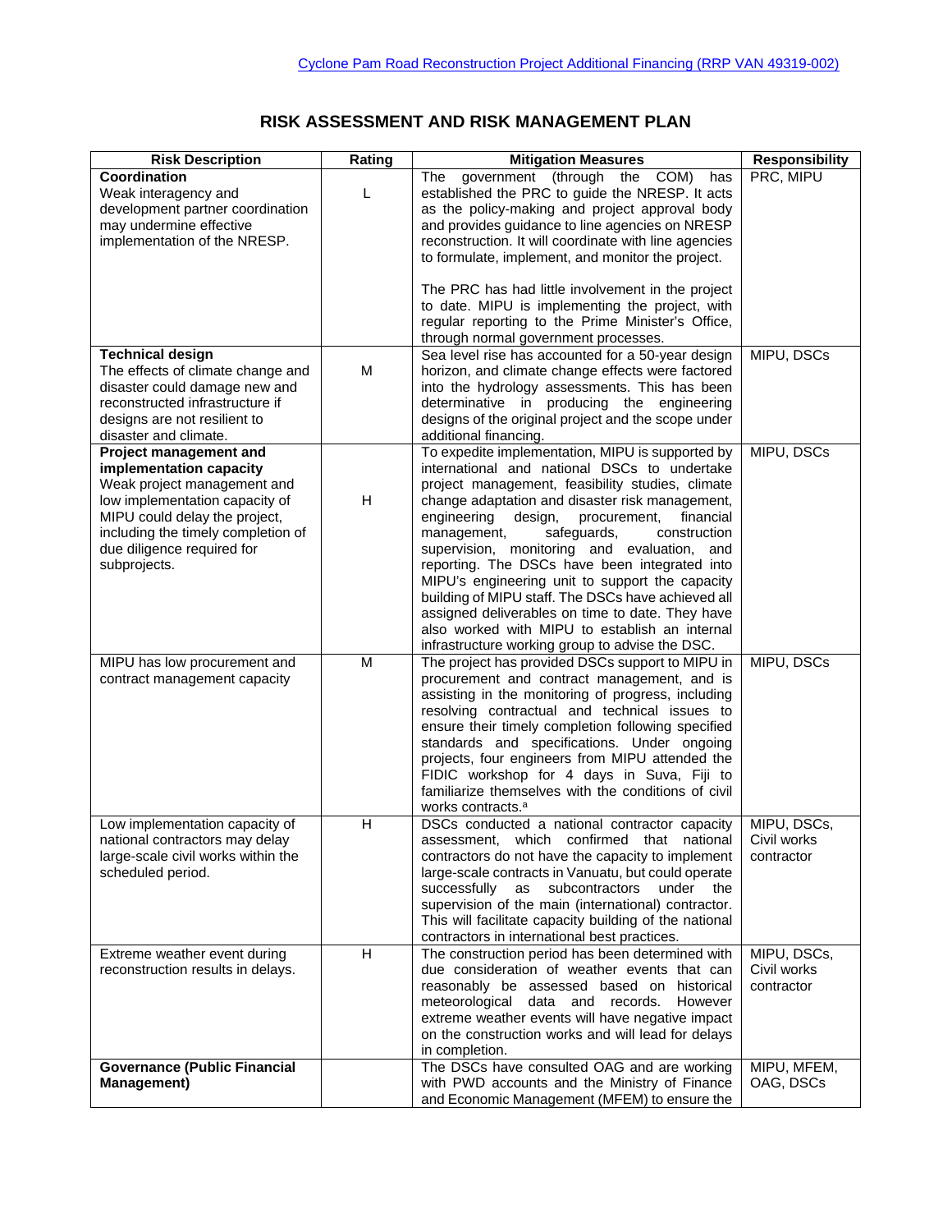# RISK ASSESSMENT AND RISK MANAGEMENT PLAN

| Risk Description | Rating | Mitigation Measures | Responsibility |
|---|---|---|---|
| **Coordination** Weak interagency and development partner coordination may undermine effective implementation of the NRESP. | L | The government (through the COM) has established the PRC to guide the NRESP. It acts as the policy-making and project approval body and provides guidance to line agencies on NRESP reconstruction. It will coordinate with line agencies to formulate, implement, and monitor the project. The PRC has had little involvement in the project to date. MIPU is implementing the project, with regular reporting to the Prime Minister's Office, through normal government processes. | PRC, MIPU |
| **Technical design** The effects of climate change and disaster could damage new and reconstructed infrastructure if designs are not resilient to disaster and climate. | M | Sea level rise has accounted for a 50-year design horizon, and climate change effects were factored into the hydrology assessments. This has been determinative in producing the engineering designs of the original project and the scope under additional financing. | MIPU, DSCs |
| **Project management and implementation capacity** Weak project management and low implementation capacity of MIPU could delay the project, including the timely completion of due diligence required for subprojects. | H | To expedite implementation, MIPU is supported by international and national DSCs to undertake project management, feasibility studies, climate change adaptation and disaster risk management, engineering design, procurement, financial management, safeguards, construction supervision, monitoring and evaluation, and reporting. The DSCs have been integrated into MIPU's engineering unit to support the capacity building of MIPU staff. The DSCs have achieved all assigned deliverables on time to date. They have also worked with MIPU to establish an internal infrastructure working group to advise the DSC. | MIPU, DSCs |
| MIPU has low procurement and contract management capacity | M | The project has provided DSCs support to MIPU in procurement and contract management, and is assisting in the monitoring of progress, including resolving contractual and technical issues to ensure their timely completion following specified standards and specifications. Under ongoing projects, four engineers from MIPU attended the FIDIC workshop for 4 days in Suva, Fiji to familiarize themselves with the conditions of civil works contracts.[a] | MIPU, DSCs |
| Low implementation capacity of national contractors may delay large-scale civil works within the scheduled period. | H | DSCs conducted a national contractor capacity assessment, which confirmed that national contractors do not have the capacity to implement large-scale contracts in Vanuatu, but could operate successfully as subcontractors under the supervision of the main (international) contractor. This will facilitate capacity building of the national contractors in international best practices. | MIPU, DSCs, Civil works contractor |
| Extreme weather event during reconstruction results in delays. | H | The construction period has been determined with due consideration of weather events that can reasonably be assessed based on historical meteorological data and records. However extreme weather events will have negative impact on the construction works and will lead for delays in completion. | MIPU, DSCs, Civil works contractor |
| **Governance (Public Financial Management)** | | The DSCs have consulted OAG and are working with PWD accounts and the Ministry of Finance and Economic Management (MFEM) to ensure the | MIPU, MFEM, OAG, DSCs |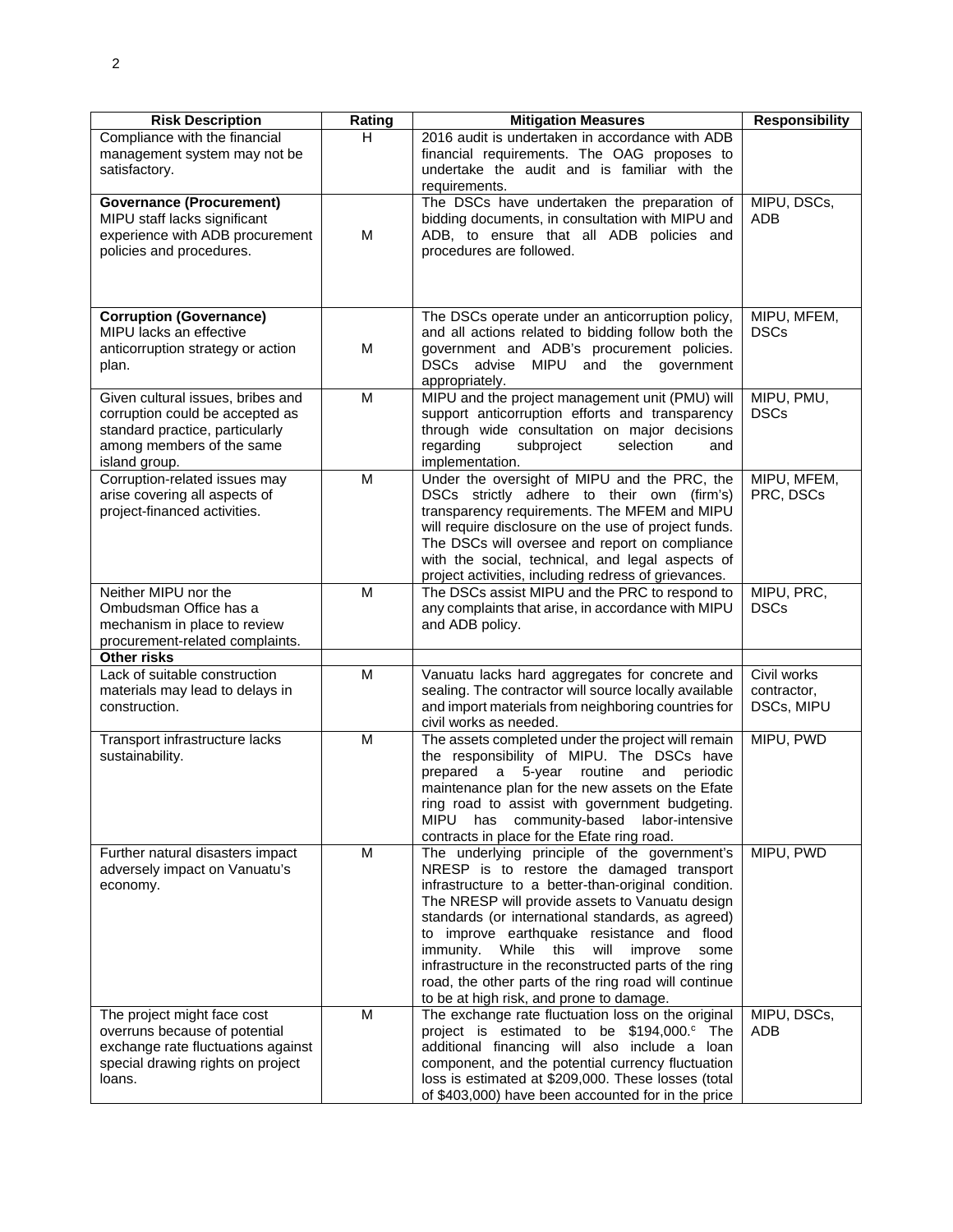| Risk Description | Rating | Mitigation Measures | Responsibility |
|---|---|---|---|
| Compliance with the financial management system may not be satisfactory. | H | 2016 audit is undertaken in accordance with ADB financial requirements. The OAG proposes to undertake the audit and is familiar with the requirements. | |
| **Governance (Procurement)** MIPU staff lacks significant experience with ADB procurement policies and procedures. | M | The DSCs have undertaken the preparation of bidding documents, in consultation with MIPU and ADB, to ensure that all ADB policies and procedures are followed. | MIPU, DSCs, ADB |
| **Corruption (Governance)** MIPU lacks an effective anticorruption strategy or action plan. | M | The DSCs operate under an anticorruption policy, and all actions related to bidding follow both the government and ADB's procurement policies. DSCs advise MIPU and the government appropriately. | MIPU, MFEM, DSCs |
| Given cultural issues, bribes and corruption could be accepted as standard practice, particularly among members of the same island group. | M | MIPU and the project management unit (PMU) will support anticorruption efforts and transparency through wide consultation on major decisions regarding subproject selection and implementation. | MIPU, PMU, DSCs |
| Corruption-related issues may arise covering all aspects of project-financed activities. | M | Under the oversight of MIPU and the PRC, the DSCs strictly adhere to their own (firm's) transparency requirements. The MFEM and MIPU will require disclosure on the use of project funds. The DSCs will oversee and report on compliance with the social, technical, and legal aspects of project activities, including redress of grievances. | MIPU, MFEM, PRC, DSCs |
| Neither MIPU nor the Ombudsman Office has a mechanism in place to review procurement-related complaints. | M | The DSCs assist MIPU and the PRC to respond to any complaints that arise, in accordance with MIPU and ADB policy. | MIPU, PRC, DSCs |
| **Other risks** | | | |
| Lack of suitable construction materials may lead to delays in construction. | M | Vanuatu lacks hard aggregates for concrete and sealing. The contractor will source locally available and import materials from neighboring countries for civil works as needed. | Civil works contractor, DSCs, MIPU |
| Transport infrastructure lacks sustainability. | M | The assets completed under the project will remain the responsibility of MIPU. The DSCs have prepared a 5-year routine and periodic maintenance plan for the new assets on the Efate ring road to assist with government budgeting. MIPU has community-based labor-intensive contracts in place for the Efate ring road. | MIPU, PWD |
| Further natural disasters impact adversely impact on Vanuatu's economy. | M | The underlying principle of the government's NRESP is to restore the damaged transport infrastructure to a better-than-original condition. The NRESP will provide assets to Vanuatu design standards (or international standards, as agreed) to improve earthquake resistance and flood immunity. While this will improve some infrastructure in the reconstructed parts of the ring road, the other parts of the ring road will continue to be at high risk, and prone to damage. | MIPU, PWD |
| The project might face cost overruns because of potential exchange rate fluctuations against special drawing rights on project loans. | M | The exchange rate fluctuation loss on the original project is estimated to be $194,000.[c] The additional financing will also include a loan component, and the potential currency fluctuation loss is estimated at $209,000. These losses (total of $403,000) have been accounted for in the price | MIPU, DSCs, ADB |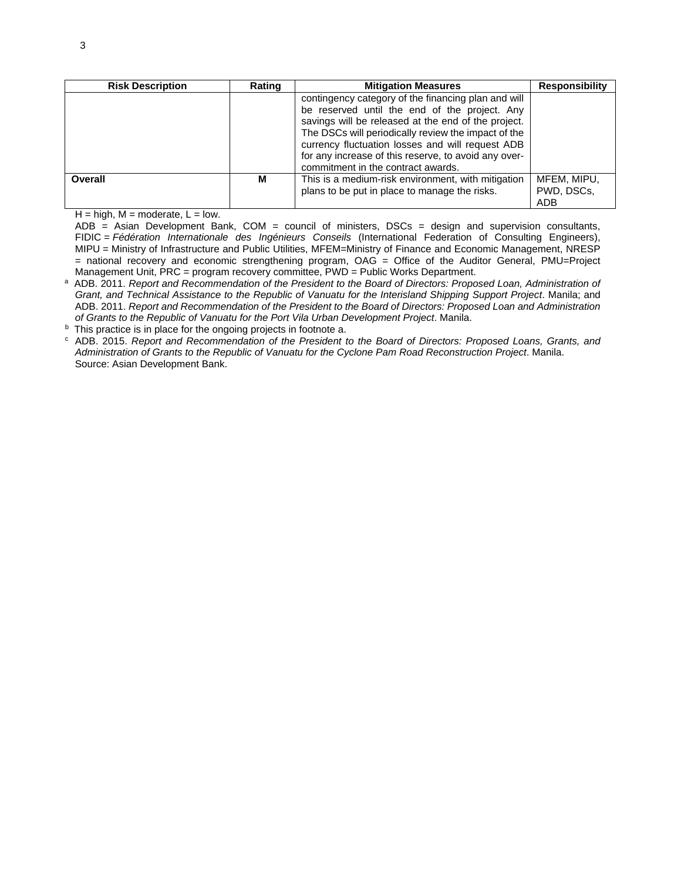| Risk Description | Rating | Mitigation Measures | Responsibility |
|---|---|---|---|
| | | contingency category of the financing plan and will be reserved until the end of the project. Any savings will be released at the end of the project. The DSCs will periodically review the impact of the currency fluctuation losses and will request ADB for any increase of this reserve, to avoid any over-commitment in the contract awards. | |
| **Overall** | **M** | This is a medium-risk environment, with mitigation plans to be put in place to manage the risks. | MFEM, MIPU, PWD, DSCs, ADB |

H = high, M = moderate, L = low.

ADB = Asian Development Bank, COM = council of ministers, DSCs = design and supervision consultants, FIDIC = *Fédération Internationale des Ingénieurs Conseils* (International Federation of Consulting Engineers), MIPU = Ministry of Infrastructure and Public Utilities, MFEM=Ministry of Finance and Economic Management, NRESP = national recovery and economic strengthening program, OAG = Office of the Auditor General, PMU=Project Management Unit, PRC = program recovery committee, PWD = Public Works Department.

[a] ADB. 2011. *Report and Recommendation of the President to the Board of Directors: Proposed Loan, Administration of Grant, and Technical Assistance to the Republic of Vanuatu for the Interisland Shipping Support Project*. Manila; and ADB. 2011. *Report and Recommendation of the President to the Board of Directors: Proposed Loan and Administration of Grants to the Republic of Vanuatu for the Port Vila Urban Development Project*. Manila.

[b] This practice is in place for the ongoing projects in footnote a.

[c] ADB. 2015. *Report and Recommendation of the President to the Board of Directors: Proposed Loans, Grants, and Administration of Grants to the Republic of Vanuatu for the Cyclone Pam Road Reconstruction Project*. Manila.

Source: Asian Development Bank.